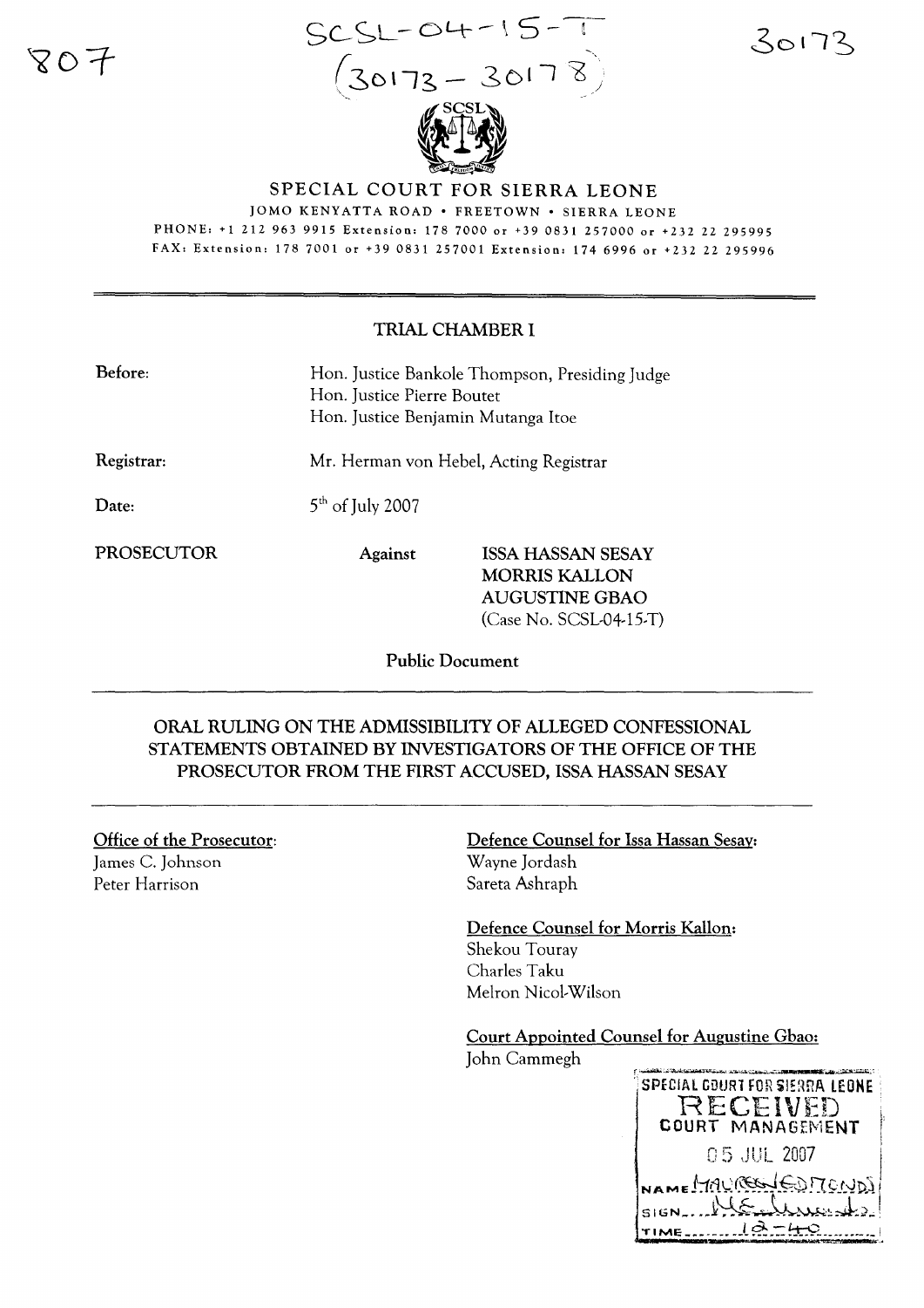807

SCSL-04-15-T
(30173 – 30178)

30173

# SPECIAL COURT FOR SIERRA LEONE

JOMO KENYATTA ROAD • FREETOWN • SIERRA LEONE
PHONE: +1 212 963 9915 Extension: 178 7000 or +39 0831 257000 or +232 22 295995
FAX: Extension: 178 7001 or +39 0831 257001 Extension: 174 6996 or +232 22 295996

---

## TRIAL CHAMBER I

**Before:** Hon. Justice Bankole Thompson, Presiding Judge
Hon. Justice Pierre Boutet
Hon. Justice Benjamin Mutanga Itoe

**Registrar:** Mr. Herman von Hebel, Acting Registrar

**Date:** 5th of July 2007

**PROSECUTOR** **Against** **ISSA HASSAN SESAY**
**MORRIS KALLON**
**AUGUSTINE GBAO**
(Case No. SCSL-04-15-T)

**Public Document**

---

## ORAL RULING ON THE ADMISSIBILITY OF ALLEGED CONFESSIONAL STATEMENTS OBTAINED BY INVESTIGATORS OF THE OFFICE OF THE PROSECUTOR FROM THE FIRST ACCUSED, ISSA HASSAN SESAY

---

**Office of the Prosecutor:**
James C. Johnson
Peter Harrison

**Defence Counsel for Issa Hassan Sesay:**
Wayne Jordash
Sareta Ashraph

**Defence Counsel for Morris Kallon:**
Shekou Touray
Charles Taku
Melron Nicol-Wilson

**Court Appointed Counsel for Augustine Gbao:**
John Cammegh

SPECIAL COURT FOR SIERRA LEONE
RECEIVED
COURT MANAGEMENT
05 JUL 2007
NAME MAUREEN EDMONDS
SIGN ...
TIME 12-40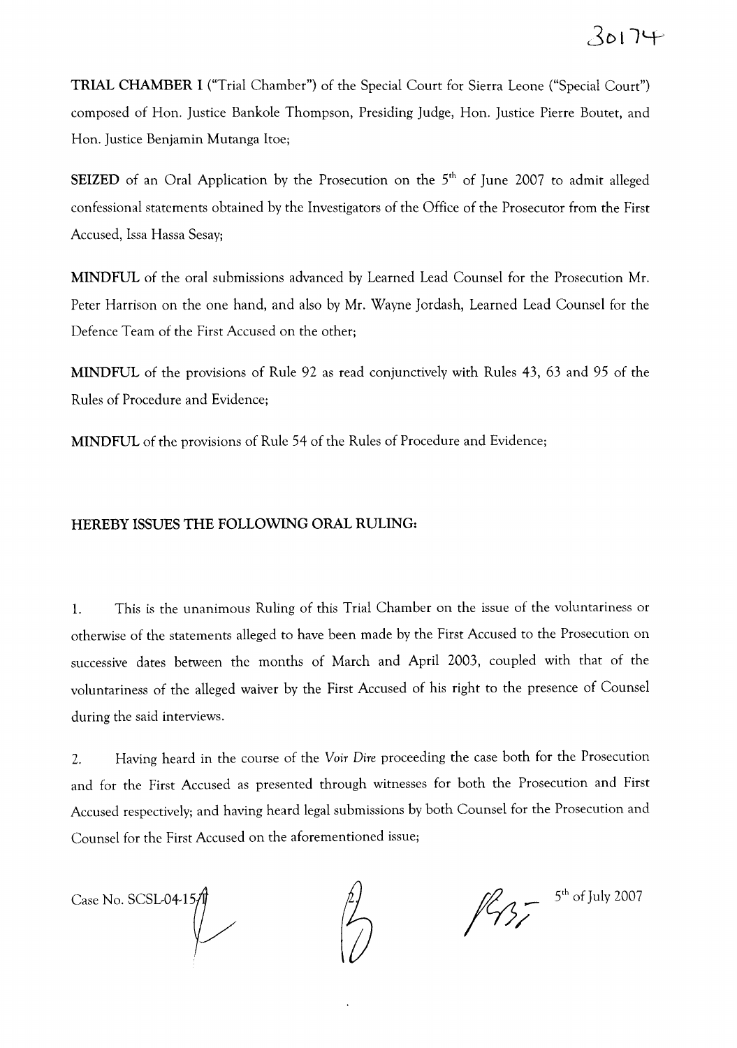**TRIAL CHAMBER I** ("Trial Chamber") of the Special Court for Sierra Leone ("Special Court") composed of Hon. Justice Bankole Thompson, Presiding Judge, Hon. Justice Pierre Boutet, and Hon. Justice Benjamin Mutanga Itoe;

**SEIZED** of an Oral Application by the Prosecution on the 5th of June 2007 to admit alleged confessional statements obtained by the Investigators of the Office of the Prosecutor from the First Accused, Issa Hassa Sesay;

**MINDFUL** of the oral submissions advanced by Learned Lead Counsel for the Prosecution Mr. Peter Harrison on the one hand, and also by Mr. Wayne Jordash, Learned Lead Counsel for the Defence Team of the First Accused on the other;

**MINDFUL** of the provisions of Rule 92 as read conjunctively with Rules 43, 63 and 95 of the Rules of Procedure and Evidence;

**MINDFUL** of the provisions of Rule 54 of the Rules of Procedure and Evidence;

## HEREBY ISSUES THE FOLLOWING ORAL RULING:

1. This is the unanimous Ruling of this Trial Chamber on the issue of the voluntariness or otherwise of the statements alleged to have been made by the First Accused to the Prosecution on successive dates between the months of March and April 2003, coupled with that of the voluntariness of the alleged waiver by the First Accused of his right to the presence of Counsel during the said interviews.

2. Having heard in the course of the *Voir Dire* proceeding the case both for the Prosecution and for the First Accused as presented through witnesses for both the Prosecution and First Accused respectively; and having heard legal submissions by both Counsel for the Prosecution and Counsel for the First Accused on the aforementioned issue;

Case No. SCSL-04-15-T

5th of July 2007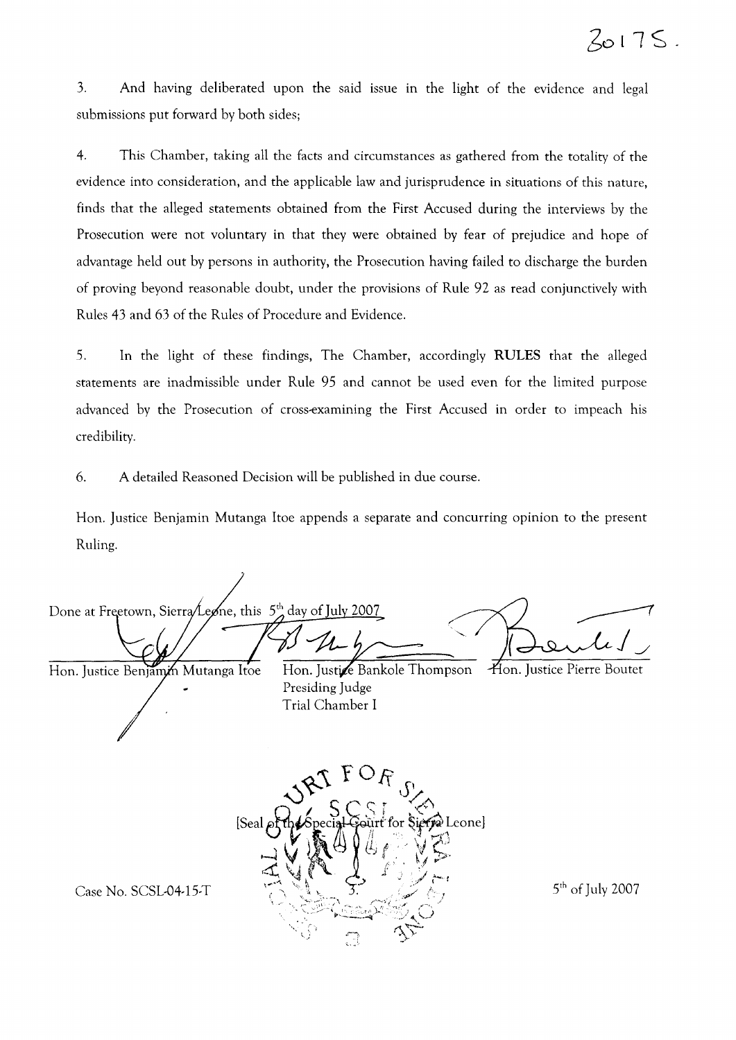3. And having deliberated upon the said issue in the light of the evidence and legal submissions put forward by both sides;

4. This Chamber, taking all the facts and circumstances as gathered from the totality of the evidence into consideration, and the applicable law and jurisprudence in situations of this nature, finds that the alleged statements obtained from the First Accused during the interviews by the Prosecution were not voluntary in that they were obtained by fear of prejudice and hope of advantage held out by persons in authority, the Prosecution having failed to discharge the burden of proving beyond reasonable doubt, under the provisions of Rule 92 as read conjunctively with Rules 43 and 63 of the Rules of Procedure and Evidence.

5. In the light of these findings, The Chamber, accordingly **RULES** that the alleged statements are inadmissible under Rule 95 and cannot be used even for the limited purpose advanced by the Prosecution of cross-examining the First Accused in order to impeach his credibility.

6. A detailed Reasoned Decision will be published in due course.

Hon. Justice Benjamin Mutanga Itoe appends a separate and concurring opinion to the present Ruling.

Done at Freetown, Sierra Leone, this 5th day of July 2007

| Hon. Justice Benjamin Mutanga Itoe | Hon. Justice Bankole Thompson<br>Presiding Judge<br>Trial Chamber I | Hon. Justice Pierre Boutet |
|---|---|---|

[Seal of the Special Court for Sierra Leone]

Case No. SCSL-04-15-T

5th of July 2007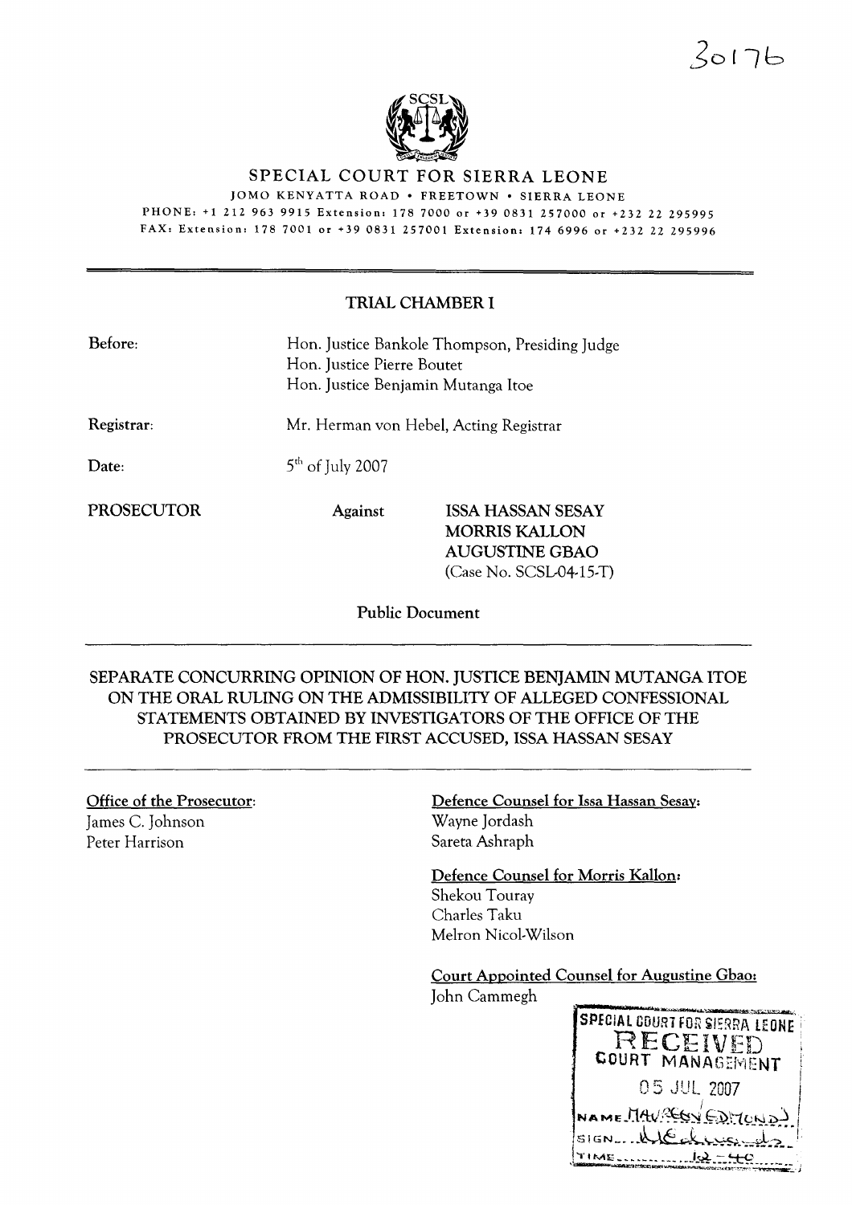30176

# SPECIAL COURT FOR SIERRA LEONE

JOMO KENYATTA ROAD • FREETOWN • SIERRA LEONE

PHONE: +1 212 963 9915 Extension: 178 7000 or +39 0831 257000 or +232 22 295995

FAX: Extension: 178 7001 or +39 0831 257001 Extension: 174 6996 or +232 22 295996

## TRIAL CHAMBER I

**Before:** Hon. Justice Bankole Thompson, Presiding Judge
Hon. Justice Pierre Boutet
Hon. Justice Benjamin Mutanga Itoe

**Registrar:** Mr. Herman von Hebel, Acting Registrar

**Date:** 5th of July 2007

**PROSECUTOR** **Against** **ISSA HASSAN SESAY**
**MORRIS KALLON**
**AUGUSTINE GBAO**
(Case No. SCSL-04-15-T)

**Public Document**

## SEPARATE CONCURRING OPINION OF HON. JUSTICE BENJAMIN MUTANGA ITOE ON THE ORAL RULING ON THE ADMISSIBILITY OF ALLEGED CONFESSIONAL STATEMENTS OBTAINED BY INVESTIGATORS OF THE OFFICE OF THE PROSECUTOR FROM THE FIRST ACCUSED, ISSA HASSAN SESAY

**Office of the Prosecutor:**
James C. Johnson
Peter Harrison

**Defence Counsel for Issa Hassan Sesay:**
Wayne Jordash
Sareta Ashraph

**Defence Counsel for Morris Kallon:**
Shekou Touray
Charles Taku
Melron Nicol-Wilson

**Court Appointed Counsel for Augustine Gbao:**
John Cammegh

SPECIAL COURT FOR SIERRA LEONE
RECEIVED
COURT MANAGEMENT
05 JUL 2007
NAME MAUREEN EDMONDS
SIGN
TIME 12-40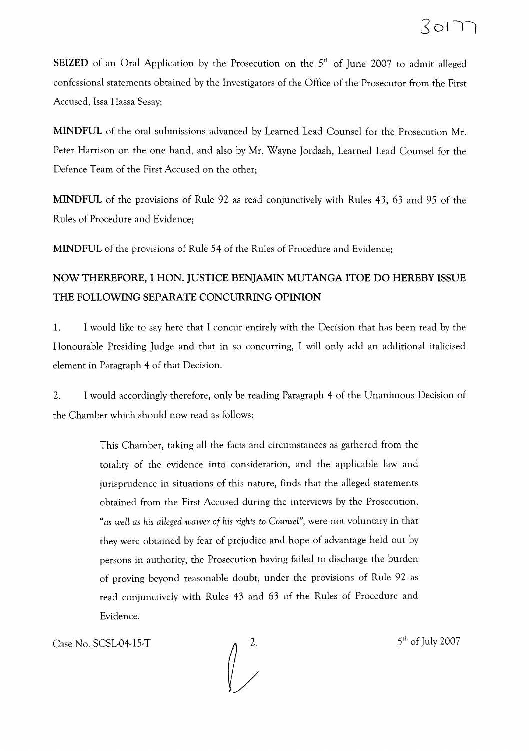**SEIZED** of an Oral Application by the Prosecution on the 5th of June 2007 to admit alleged confessional statements obtained by the Investigators of the Office of the Prosecutor from the First Accused, Issa Hassa Sesay;

**MINDFUL** of the oral submissions advanced by Learned Lead Counsel for the Prosecution Mr. Peter Harrison on the one hand, and also by Mr. Wayne Jordash, Learned Lead Counsel for the Defence Team of the First Accused on the other;

**MINDFUL** of the provisions of Rule 92 as read conjunctively with Rules 43, 63 and 95 of the Rules of Procedure and Evidence;

**MINDFUL** of the provisions of Rule 54 of the Rules of Procedure and Evidence;

**NOW THEREFORE, I HON. JUSTICE BENJAMIN MUTANGA ITOE DO HEREBY ISSUE THE FOLLOWING SEPARATE CONCURRING OPINION**

1. I would like to say here that I concur entirely with the Decision that has been read by the Honourable Presiding Judge and that in so concurring, I will only add an additional italicised element in Paragraph 4 of that Decision.

2. I would accordingly therefore, only be reading Paragraph 4 of the Unanimous Decision of the Chamber which should now read as follows:

> This Chamber, taking all the facts and circumstances as gathered from the totality of the evidence into consideration, and the applicable law and jurisprudence in situations of this nature, finds that the alleged statements obtained from the First Accused during the interviews by the Prosecution, "*as well as his alleged waiver of his rights to Counsel*", were not voluntary in that they were obtained by fear of prejudice and hope of advantage held out by persons in authority, the Prosecution having failed to discharge the burden of proving beyond reasonable doubt, under the provisions of Rule 92 as read conjunctively with Rules 43 and 63 of the Rules of Procedure and Evidence.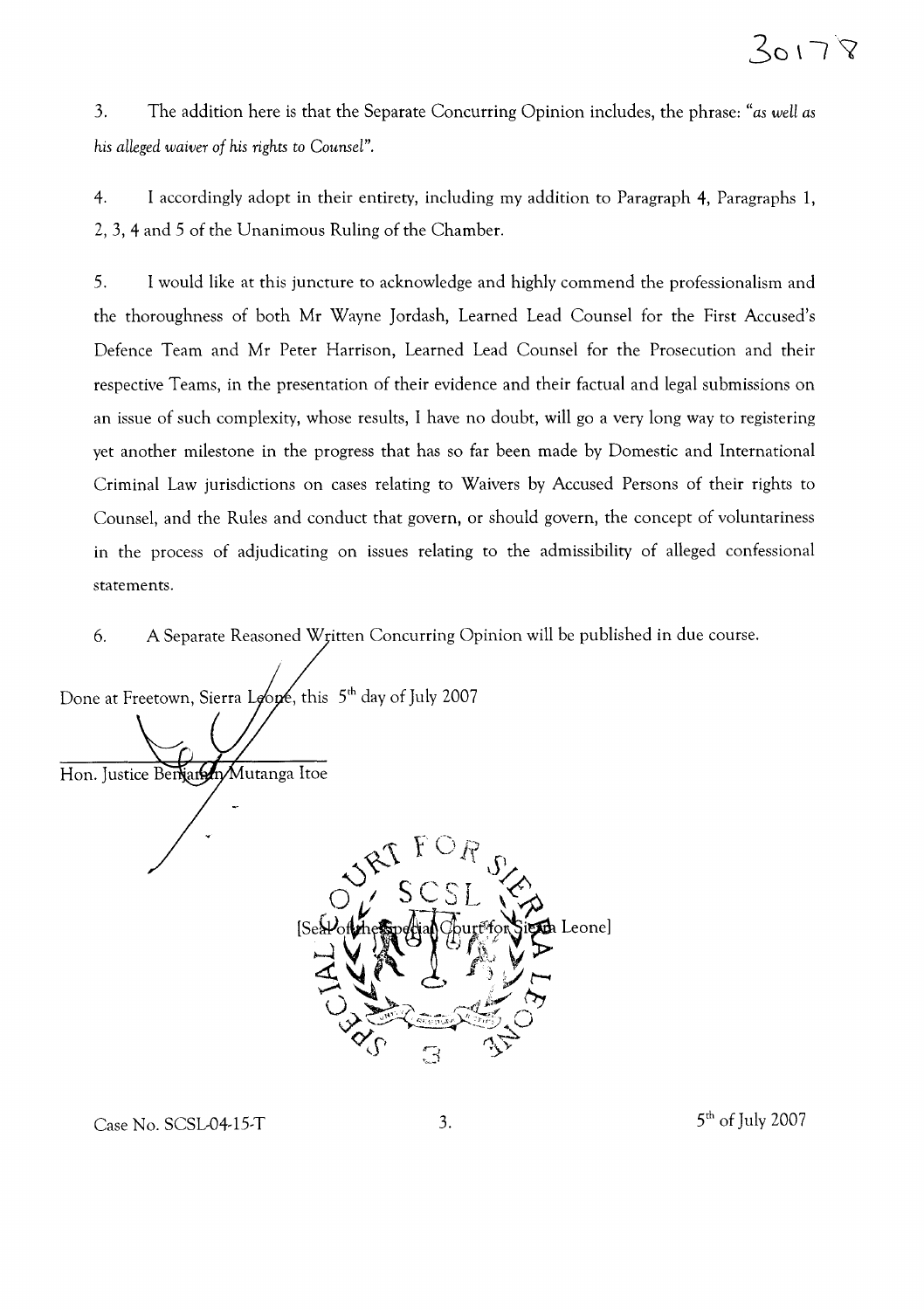3. The addition here is that the Separate Concurring Opinion includes, the phrase: "*as well as his alleged waiver of his rights to Counsel*".

4. I accordingly adopt in their entirety, including my addition to Paragraph 4, Paragraphs 1, 2, 3, 4 and 5 of the Unanimous Ruling of the Chamber.

5. I would like at this juncture to acknowledge and highly commend the professionalism and the thoroughness of both Mr Wayne Jordash, Learned Lead Counsel for the First Accused's Defence Team and Mr Peter Harrison, Learned Lead Counsel for the Prosecution and their respective Teams, in the presentation of their evidence and their factual and legal submissions on an issue of such complexity, whose results, I have no doubt, will go a very long way to registering yet another milestone in the progress that has so far been made by Domestic and International Criminal Law jurisdictions on cases relating to Waivers by Accused Persons of their rights to Counsel, and the Rules and conduct that govern, or should govern, the concept of voluntariness in the process of adjudicating on issues relating to the admissibility of alleged confessional statements.

6. A Separate Reasoned Written Concurring Opinion will be published in due course.

Done at Freetown, Sierra Leone, this 5th day of July 2007

Hon. Justice Benjamin Mutanga Itoe

[Seal of the Special Court for Sierra Leone]

Case No. SCSL-04-15-T

5th of July 2007